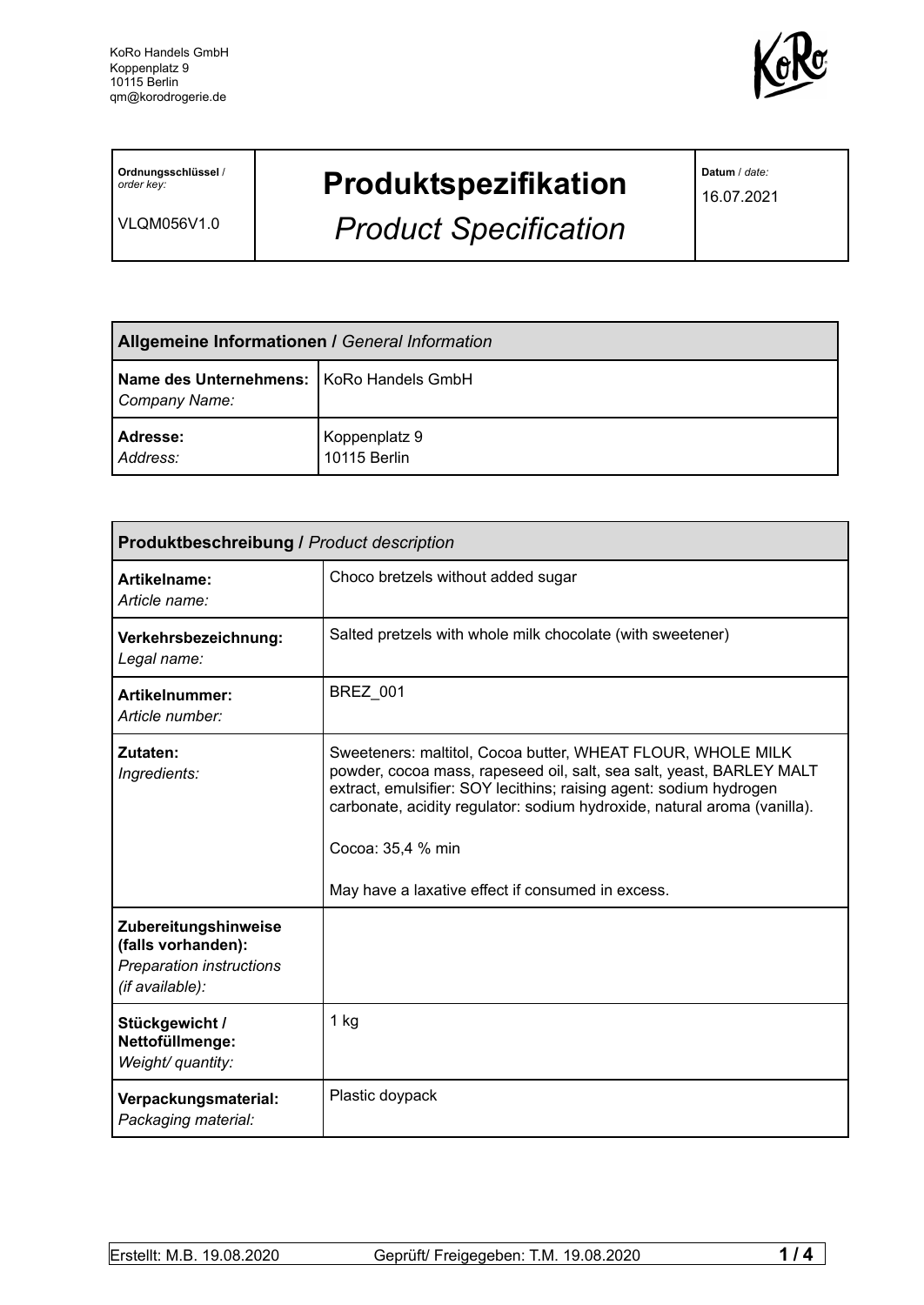KoRo Handels GmbH
Koppenplatz 9
10115 Berlin
qm@korodrogerie.de

| **Ordnungsschlüssel** / *order key:* VLQM056V1.0 | **Produktspezifikation** *Product Specification* | **Datum** / *date:* 16.07.2021 |
|---|---|---|

| **Allgemeine Informationen /** *General Information* | |
|---|---|
| **Name des Unternehmens:** *Company Name:* | KoRo Handels GmbH |
| **Adresse:** *Address:* | Koppenplatz 9 10115 Berlin |

| **Produktbeschreibung /** *Product description* | |
|---|---|
| **Artikelname:** *Article name:* | Choco bretzels without added sugar |
| **Verkehrsbezeichnung:** *Legal name:* | Salted pretzels with whole milk chocolate (with sweetener) |
| **Artikelnummer:** *Article number:* | BREZ_001 |
| **Zutaten:** *Ingredients:* | Sweeteners: maltitol, Cocoa butter, WHEAT FLOUR, WHOLE MILK powder, cocoa mass, rapeseed oil, salt, sea salt, yeast, BARLEY MALT extract, emulsifier: SOY lecithins; raising agent: sodium hydrogen carbonate, acidity regulator: sodium hydroxide, natural aroma (vanilla).<br><br>Cocoa: 35,4 % min<br><br>May have a laxative effect if consumed in excess. |
| **Zubereitungshinweise (falls vorhanden):** *Preparation instructions (if available):* | |
| **Stückgewicht / Nettofüllmenge:** *Weight/ quantity:* | 1 kg |
| **Verpackungsmaterial:** *Packaging material:* | Plastic doypack |

Erstellt: M.B. 19.08.2020 Geprüft/ Freigegeben: T.M. 19.08.2020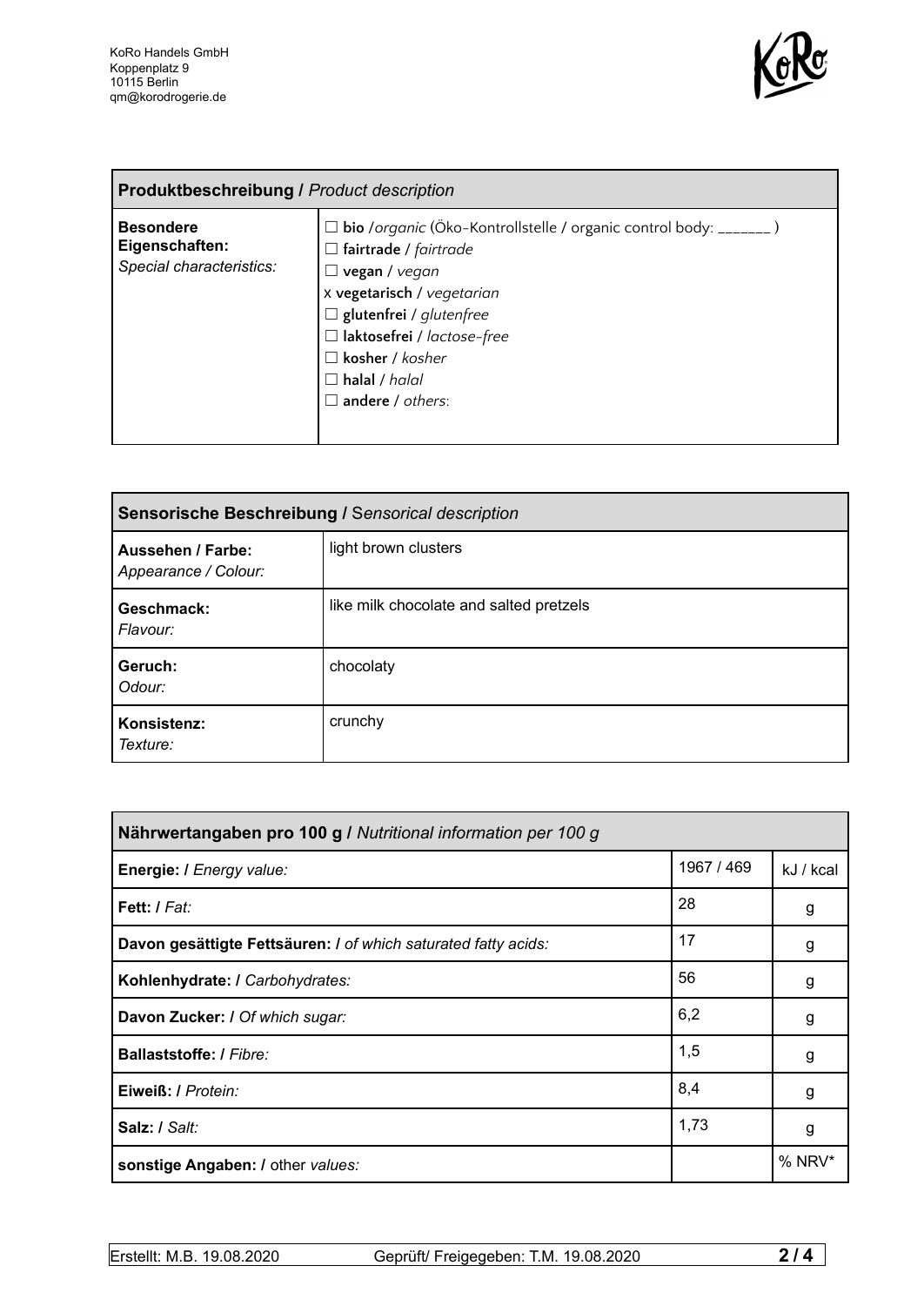| **Produktbeschreibung /** *Product description* | |
|---|---|
| **Besondere Eigenschaften:** *Special characteristics:* | ☐ **bio** /*organic* (Öko-Kontrollstelle / organic control body: _______ )<br>☐ **fairtrade** / *fairtrade*<br>☐ **vegan** / *vegan*<br>x **vegetarisch** / *vegetarian*<br>☐ **glutenfrei** / *glutenfree*<br>☐ **laktosefrei** / *lactose-free*<br>☐ **kosher** / *kosher*<br>☐ **halal** / *halal*<br>☐ **andere** / *others*: |

| **Sensorische Beschreibung /** *Sensorical description* | |
|---|---|
| **Aussehen / Farbe:** *Appearance / Colour:* | light brown clusters |
| **Geschmack:** *Flavour:* | like milk chocolate and salted pretzels |
| **Geruch:** *Odour:* | chocolaty |
| **Konsistenz:** *Texture:* | crunchy |

| **Nährwertangaben pro 100 g /** *Nutritional information per 100 g* | | |
|---|---|---|
| **Energie: /** *Energy value:* | 1967 / 469 | kJ / kcal |
| **Fett: /** *Fat:* | 28 | g |
| **Davon gesättigte Fettsäuren: /** *of which saturated fatty acids:* | 17 | g |
| **Kohlenhydrate: /** *Carbohydrates:* | 56 | g |
| **Davon Zucker: /** *Of which sugar:* | 6,2 | g |
| **Ballaststoffe: /** *Fibre:* | 1,5 | g |
| **Eiweiß: /** *Protein:* | 8,4 | g |
| **Salz: /** *Salt:* | 1,73 | g |
| **sonstige Angaben: /** other *values:* | | % NRV* |

Erstellt: M.B. 19.08.2020 Geprüft/ Freigegeben: T.M. 19.08.2020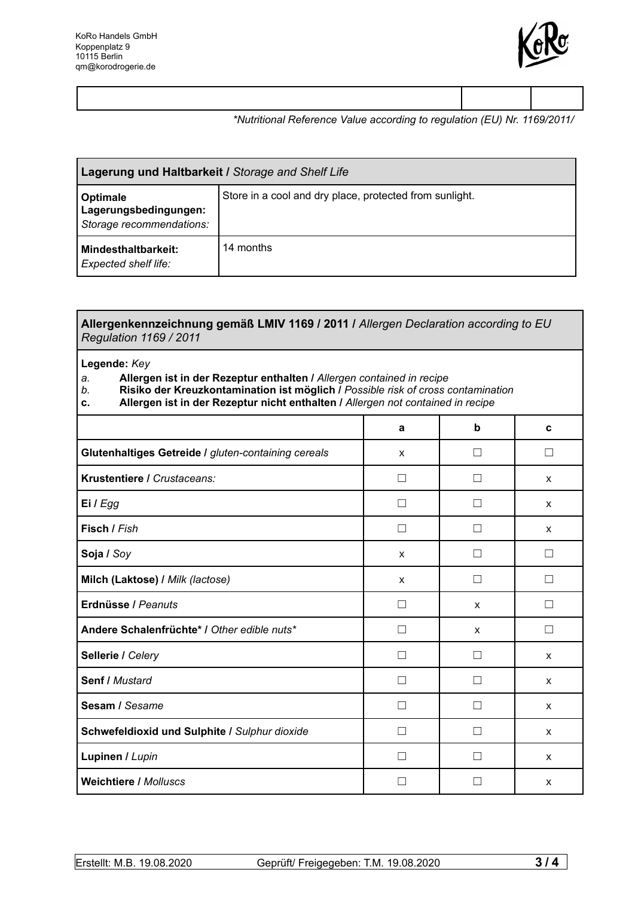KoRo Handels GmbH
Koppenplatz 9
10115 Berlin
qm@korodrogerie.de

| | | |
|---|---|---|
| | | |

*\*Nutritional Reference Value according to regulation (EU) Nr. 1169/2011/*

| **Lagerung und Haltbarkeit /** *Storage and Shelf Life* | |
|---|---|
| **Optimale Lagerungsbedingungen:** *Storage recommendations:* | Store in a cool and dry place, protected from sunlight. |
| **Mindesthaltbarkeit:** *Expected shelf life:* | 14 months |

**Allergenkennzeichnung gemäß LMIV 1169 / 2011 /** *Allergen Declaration according to EU Regulation 1169 / 2011*

**Legende:** *Key*

*a.* **Allergen ist in der Rezeptur enthalten /** *Allergen contained in recipe*
*b.* **Risiko der Kreuzkontamination ist möglich /** *Possible risk of cross contamination*
**c.** **Allergen ist in der Rezeptur nicht enthalten /** *Allergen not contained in recipe*

| | a | b | c |
|---|---|---|---|
| **Glutenhaltiges Getreide /** *gluten-containing cereals* | x | ☐ | ☐ |
| **Krustentiere /** *Crustaceans:* | ☐ | ☐ | x |
| **Ei /** *Egg* | ☐ | ☐ | x |
| **Fisch /** *Fish* | ☐ | ☐ | x |
| **Soja /** *Soy* | x | ☐ | ☐ |
| **Milch (Laktose) /** *Milk (lactose)* | x | ☐ | ☐ |
| **Erdnüsse /** *Peanuts* | ☐ | x | ☐ |
| **Andere Schalenfrüchte\* /** *Other edible nuts\** | ☐ | x | ☐ |
| **Sellerie /** *Celery* | ☐ | ☐ | x |
| **Senf /** *Mustard* | ☐ | ☐ | x |
| **Sesam /** *Sesame* | ☐ | ☐ | x |
| **Schwefeldioxid und Sulphite /** *Sulphur dioxide* | ☐ | ☐ | x |
| **Lupinen /** *Lupin* | ☐ | ☐ | x |
| **Weichtiere /** *Molluscs* | ☐ | ☐ | x |

Erstellt: M.B. 19.08.2020 Geprüft/ Freigegeben: T.M. 19.08.2020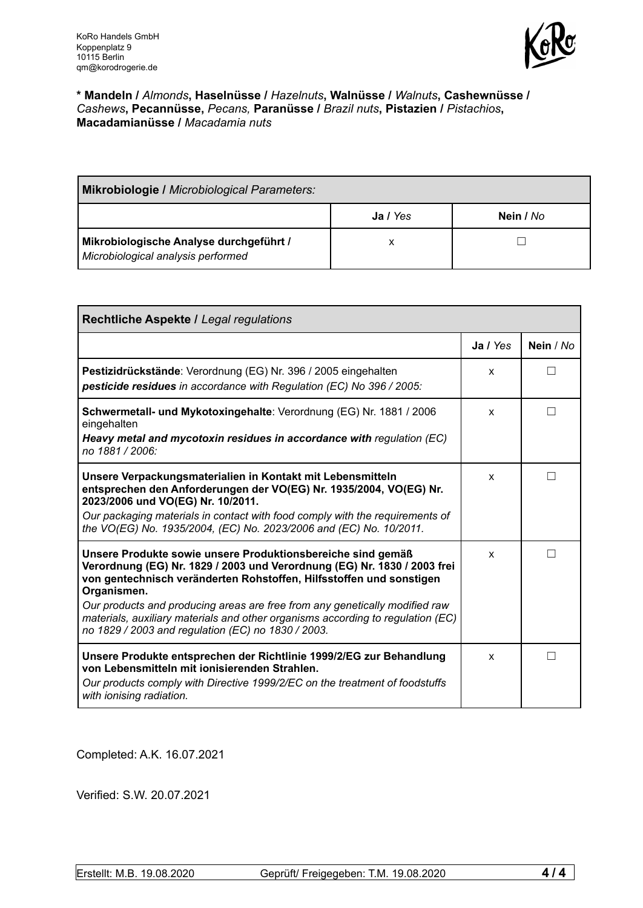**\* Mandeln /** *Almonds*, **Haselnüsse /** *Hazelnuts*, **Walnüsse /** *Walnuts*, **Cashewnüsse /** *Cashews*, **Pecannüsse,** *Pecans,* **Paranüsse /** *Brazil nuts*, **Pistazien /** *Pistachios*, **Macadamianüsse /** *Macadamia nuts*

| **Mikrobiologie /** *Microbiological Parameters:* | | |
|---|---|---|
| | **Ja /** *Yes* | **Nein /** *No* |
| **Mikrobiologische Analyse durchgeführt /** *Microbiological analysis performed* | x | ☐ |

| **Rechtliche Aspekte /** *Legal regulations* | | |
|---|---|---|
| | **Ja /** *Yes* | **Nein** / *No* |
| **Pestizidrückstände**: Verordnung (EG) Nr. 396 / 2005 eingehalten *pesticide residues in accordance with Regulation (EC) No 396 / 2005:* | x | ☐ |
| **Schwermetall- und Mykotoxingehalte**: Verordnung (EG) Nr. 1881 / 2006 eingehalten *Heavy metal and mycotoxin residues in accordance with regulation (EC) no 1881 / 2006:* | x | ☐ |
| **Unsere Verpackungsmaterialien in Kontakt mit Lebensmitteln entsprechen den Anforderungen der VO(EG) Nr. 1935/2004, VO(EG) Nr. 2023/2006 und VO(EG) Nr. 10/2011.** *Our packaging materials in contact with food comply with the requirements of the VO(EG) No. 1935/2004, (EC) No. 2023/2006 and (EC) No. 10/2011.* | x | ☐ |
| **Unsere Produkte sowie unsere Produktionsbereiche sind gemäß Verordnung (EG) Nr. 1829 / 2003 und Verordnung (EG) Nr. 1830 / 2003 frei von gentechnisch veränderten Rohstoffen, Hilfsstoffen und sonstigen Organismen.** *Our products and producing areas are free from any genetically modified raw materials, auxiliary materials and other organisms according to regulation (EC) no 1829 / 2003 and regulation (EC) no 1830 / 2003.* | x | ☐ |
| **Unsere Produkte entsprechen der Richtlinie 1999/2/EG zur Behandlung von Lebensmitteln mit ionisierenden Strahlen.** *Our products comply with Directive 1999/2/EC on the treatment of foodstuffs with ionising radiation.* | x | ☐ |

Completed: A.K. 16.07.2021

Verified: S.W. 20.07.2021